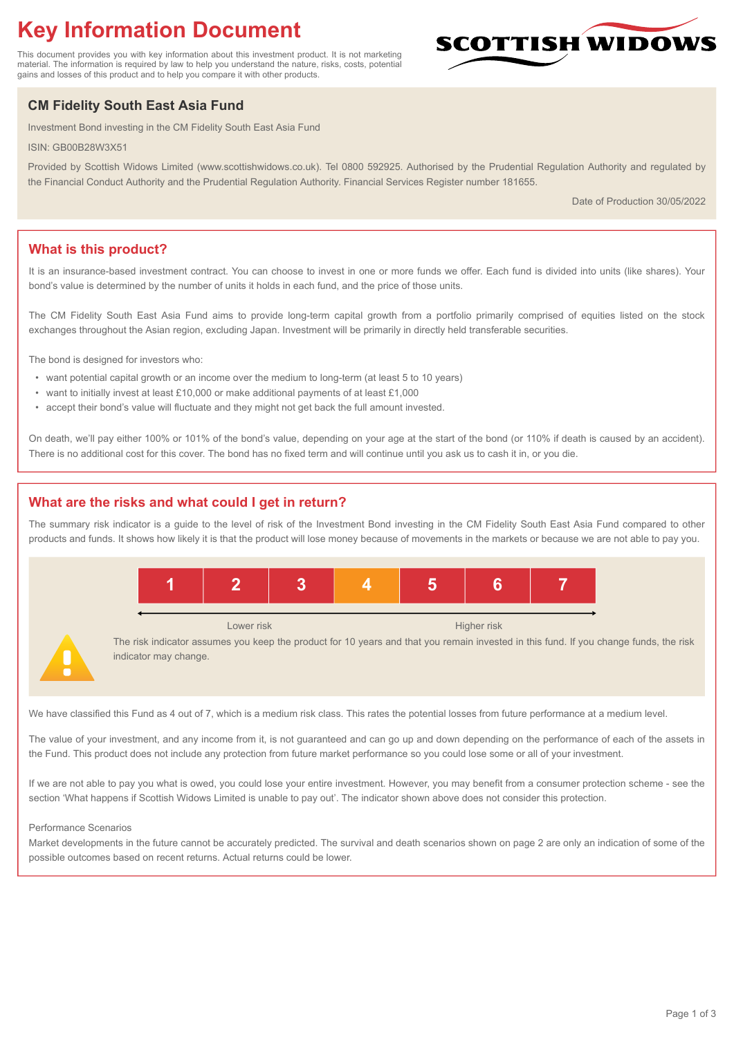# Key Information Document

This document provides you with key information about this investment product. It is not marketing material. The information is required by law to help you understand the nature, risks, costs, potential gains and losses of this product and to help you compare it with other products.

SCOTTISH WIDOWS

## CM Fidelity South East Asia Fund

Investment Bond investing in the CM Fidelity South East Asia Fund

ISIN: GB00B28W3X51

Provided by Scottish Widows Limited (www.scottishwidows.co.uk). Tel 0800 592925. Authorised by the Prudential Regulation Authority and regulated by the Financial Conduct Authority and the Prudential Regulation Authority. Financial Services Register number 181655.

Date of Production 30/05/2022

## What is this product?

It is an insurance-based investment contract. You can choose to invest in one or more funds we offer. Each fund is divided into units (like shares). Your bond's value is determined by the number of units it holds in each fund, and the price of those units.

The CM Fidelity South East Asia Fund aims to provide long-term capital growth from a portfolio primarily comprised of equities listed on the stock exchanges throughout the Asian region, excluding Japan. Investment will be primarily in directly held transferable securities.

The bond is designed for investors who:

- want potential capital growth or an income over the medium to long-term (at least 5 to 10 years)
- want to initially invest at least £10,000 or make additional payments of at least £1,000
- accept their bond's value will fluctuate and they might not get back the full amount invested.

On death, we'll pay either 100% or 101% of the bond's value, depending on your age at the start of the bond (or 110% if death is caused by an accident). There is no additional cost for this cover. The bond has no fixed term and will continue until you ask us to cash it in, or you die.

## What are the risks and what could I get in return?

The summary risk indicator is a guide to the level of risk of the Investment Bond investing in the CM Fidelity South East Asia Fund compared to other products and funds. It shows how likely it is that the product will lose money because of movements in the markets or because we are not able to pay you.

| 1 | 2 | 3 | **4** | 5 | 6 | 7 |
|---|---|---|---|---|---|---|

Lower risk ← → Higher risk

The risk indicator assumes you keep the product for 10 years and that you remain invested in this fund. If you change funds, the risk indicator may change.

We have classified this Fund as 4 out of 7, which is a medium risk class. This rates the potential losses from future performance at a medium level.

The value of your investment, and any income from it, is not guaranteed and can go up and down depending on the performance of each of the assets in the Fund. This product does not include any protection from future market performance so you could lose some or all of your investment.

If we are not able to pay you what is owed, you could lose your entire investment. However, you may benefit from a consumer protection scheme - see the section 'What happens if Scottish Widows Limited is unable to pay out'. The indicator shown above does not consider this protection.

Performance Scenarios

Market developments in the future cannot be accurately predicted. The survival and death scenarios shown on page 2 are only an indication of some of the possible outcomes based on recent returns. Actual returns could be lower.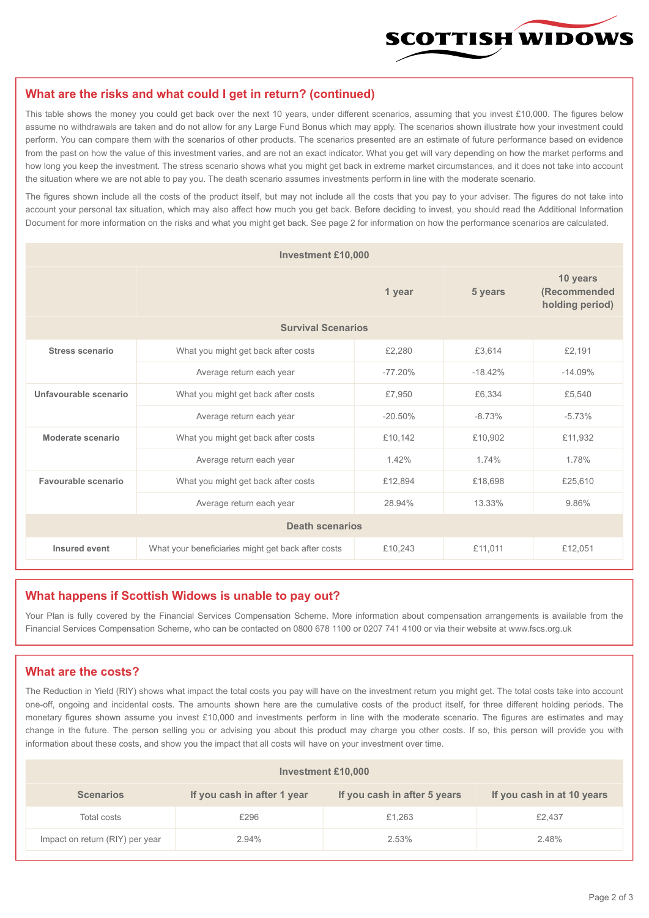## What are the risks and what could I get in return? (continued)

This table shows the money you could get back over the next 10 years, under different scenarios, assuming that you invest £10,000. The figures below assume no withdrawals are taken and do not allow for any Large Fund Bonus which may apply. The scenarios shown illustrate how your investment could perform. You can compare them with the scenarios of other products. The scenarios presented are an estimate of future performance based on evidence from the past on how the value of this investment varies, and are not an exact indicator. What you get will vary depending on how the market performs and how long you keep the investment. The stress scenario shows what you might get back in extreme market circumstances, and it does not take into account the situation where we are not able to pay you. The death scenario assumes investments perform in line with the moderate scenario.

The figures shown include all the costs of the product itself, but may not include all the costs that you pay to your adviser. The figures do not take into account your personal tax situation, which may also affect how much you get back. Before deciding to invest, you should read the Additional Information Document for more information on the risks and what you might get back. See page 2 for information on how the performance scenarios are calculated.

| Investment £10,000 | | | | |
|---|---|---|---|---|
| | | 1 year | 5 years | 10 years (Recommended holding period) |
| **Survival Scenarios** | | | | |
| **Stress scenario** | What you might get back after costs | £2,280 | £3,614 | £2,191 |
| | Average return each year | -77.20% | -18.42% | -14.09% |
| **Unfavourable scenario** | What you might get back after costs | £7,950 | £6,334 | £5,540 |
| | Average return each year | -20.50% | -8.73% | -5.73% |
| **Moderate scenario** | What you might get back after costs | £10,142 | £10,902 | £11,932 |
| | Average return each year | 1.42% | 1.74% | 1.78% |
| **Favourable scenario** | What you might get back after costs | £12,894 | £18,698 | £25,610 |
| | Average return each year | 28.94% | 13.33% | 9.86% |
| **Death scenarios** | | | | |
| **Insured event** | What your beneficiaries might get back after costs | £10,243 | £11,011 | £12,051 |

## What happens if Scottish Widows is unable to pay out?

Your Plan is fully covered by the Financial Services Compensation Scheme. More information about compensation arrangements is available from the Financial Services Compensation Scheme, who can be contacted on 0800 678 1100 or 0207 741 4100 or via their website at www.fscs.org.uk

## What are the costs?

The Reduction in Yield (RIY) shows what impact the total costs you pay will have on the investment return you might get. The total costs take into account one-off, ongoing and incidental costs. The amounts shown here are the cumulative costs of the product itself, for three different holding periods. The monetary figures shown assume you invest £10,000 and investments perform in line with the moderate scenario. The figures are estimates and may change in the future. The person selling you or advising you about this product may charge you other costs. If so, this person will provide you with information about these costs, and show you the impact that all costs will have on your investment over time.

| Investment £10,000 | | | |
|---|---|---|---|
| **Scenarios** | **If you cash in after 1 year** | **If you cash in after 5 years** | **If you cash in at 10 years** |
| Total costs | £296 | £1,263 | £2,437 |
| Impact on return (RIY) per year | 2.94% | 2.53% | 2.48% |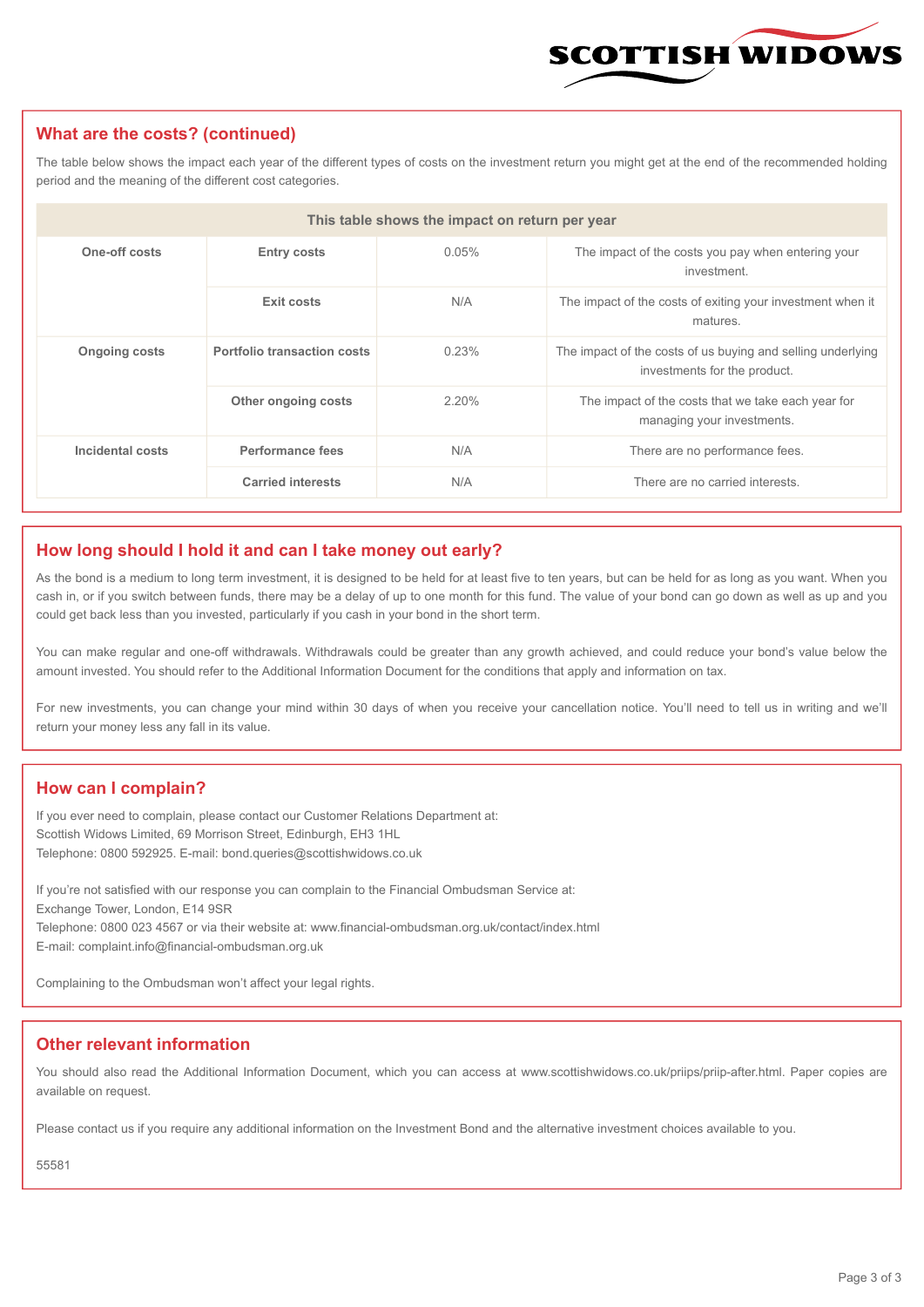## What are the costs? (continued)

The table below shows the impact each year of the different types of costs on the investment return you might get at the end of the recommended holding period and the meaning of the different cost categories.

| This table shows the impact on return per year | | | |
|---|---|---|---|
| **One-off costs** | **Entry costs** | 0.05% | The impact of the costs you pay when entering your investment. |
| | **Exit costs** | N/A | The impact of the costs of exiting your investment when it matures. |
| **Ongoing costs** | **Portfolio transaction costs** | 0.23% | The impact of the costs of us buying and selling underlying investments for the product. |
| | **Other ongoing costs** | 2.20% | The impact of the costs that we take each year for managing your investments. |
| **Incidental costs** | **Performance fees** | N/A | There are no performance fees. |
| | **Carried interests** | N/A | There are no carried interests. |

## How long should I hold it and can I take money out early?

As the bond is a medium to long term investment, it is designed to be held for at least five to ten years, but can be held for as long as you want. When you cash in, or if you switch between funds, there may be a delay of up to one month for this fund. The value of your bond can go down as well as up and you could get back less than you invested, particularly if you cash in your bond in the short term.

You can make regular and one-off withdrawals. Withdrawals could be greater than any growth achieved, and could reduce your bond's value below the amount invested. You should refer to the Additional Information Document for the conditions that apply and information on tax.

For new investments, you can change your mind within 30 days of when you receive your cancellation notice. You'll need to tell us in writing and we'll return your money less any fall in its value.

## How can I complain?

If you ever need to complain, please contact our Customer Relations Department at:
Scottish Widows Limited, 69 Morrison Street, Edinburgh, EH3 1HL
Telephone: 0800 592925. E-mail: bond.queries@scottishwidows.co.uk

If you're not satisfied with our response you can complain to the Financial Ombudsman Service at:
Exchange Tower, London, E14 9SR
Telephone: 0800 023 4567 or via their website at: www.financial-ombudsman.org.uk/contact/index.html
E-mail: complaint.info@financial-ombudsman.org.uk

Complaining to the Ombudsman won't affect your legal rights.

## Other relevant information

You should also read the Additional Information Document, which you can access at www.scottishwidows.co.uk/priips/priip-after.html. Paper copies are available on request.

Please contact us if you require any additional information on the Investment Bond and the alternative investment choices available to you.

55581